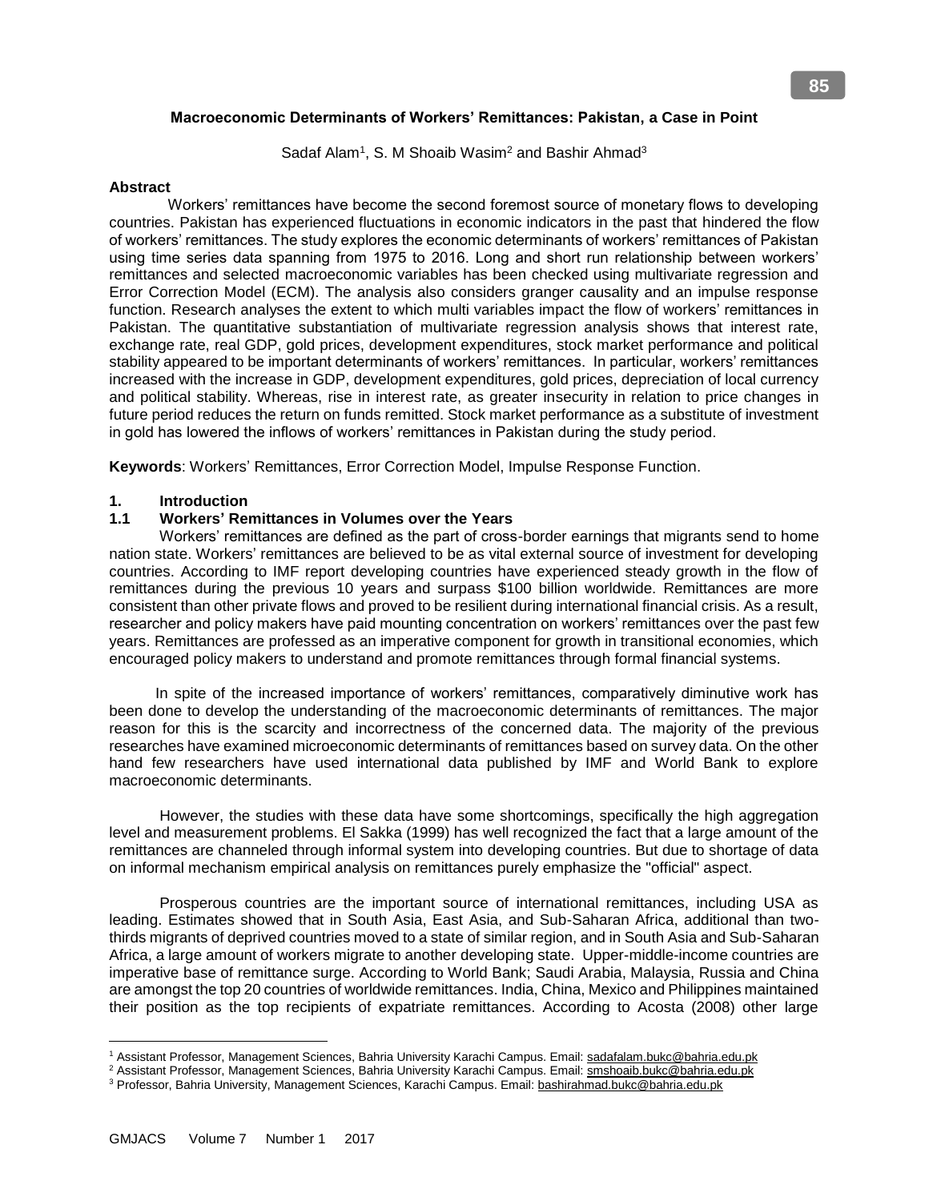# Macroeconomic Determinants of Workers' Remittances: Pakistan, a Case in Point

Sadaf Alam[1], S. M Shoaib Wasim[2] and Bashir Ahmad[3]

## Abstract

Workers' remittances have become the second foremost source of monetary flows to developing countries. Pakistan has experienced fluctuations in economic indicators in the past that hindered the flow of workers' remittances. The study explores the economic determinants of workers' remittances of Pakistan using time series data spanning from 1975 to 2016. Long and short run relationship between workers' remittances and selected macroeconomic variables has been checked using multivariate regression and Error Correction Model (ECM). The analysis also considers granger causality and an impulse response function. Research analyses the extent to which multi variables impact the flow of workers' remittances in Pakistan. The quantitative substantiation of multivariate regression analysis shows that interest rate, exchange rate, real GDP, gold prices, development expenditures, stock market performance and political stability appeared to be important determinants of workers' remittances. In particular, workers' remittances increased with the increase in GDP, development expenditures, gold prices, depreciation of local currency and political stability. Whereas, rise in interest rate, as greater insecurity in relation to price changes in future period reduces the return on funds remitted. Stock market performance as a substitute of investment in gold has lowered the inflows of workers' remittances in Pakistan during the study period.

**Keywords**: Workers' Remittances, Error Correction Model, Impulse Response Function.

## 1. Introduction

### 1.1 Workers' Remittances in Volumes over the Years

Workers' remittances are defined as the part of cross-border earnings that migrants send to home nation state. Workers' remittances are believed to be as vital external source of investment for developing countries. According to IMF report developing countries have experienced steady growth in the flow of remittances during the previous 10 years and surpass $100 billion worldwide. Remittances are more consistent than other private flows and proved to be resilient during international financial crisis. As a result, researcher and policy makers have paid mounting concentration on workers' remittances over the past few years. Remittances are professed as an imperative component for growth in transitional economies, which encouraged policy makers to understand and promote remittances through formal financial systems.

In spite of the increased importance of workers' remittances, comparatively diminutive work has been done to develop the understanding of the macroeconomic determinants of remittances. The major reason for this is the scarcity and incorrectness of the concerned data. The majority of the previous researches have examined microeconomic determinants of remittances based on survey data. On the other hand few researchers have used international data published by IMF and World Bank to explore macroeconomic determinants.

However, the studies with these data have some shortcomings, specifically the high aggregation level and measurement problems. El Sakka (1999) has well recognized the fact that a large amount of the remittances are channeled through informal system into developing countries. But due to shortage of data on informal mechanism empirical analysis on remittances purely emphasize the "official" aspect.

Prosperous countries are the important source of international remittances, including USA as leading. Estimates showed that in South Asia, East Asia, and Sub-Saharan Africa, additional than two-thirds migrants of deprived countries moved to a state of similar region, and in South Asia and Sub-Saharan Africa, a large amount of workers migrate to another developing state. Upper-middle-income countries are imperative base of remittance surge. According to World Bank; Saudi Arabia, Malaysia, Russia and China are amongst the top 20 countries of worldwide remittances. India, China, Mexico and Philippines maintained their position as the top recipients of expatriate remittances. According to Acosta (2008) other large

---

[1] Assistant Professor, Management Sciences, Bahria University Karachi Campus. Email: sadafalam.bukc@bahria.edu.pk

[2] Assistant Professor, Management Sciences, Bahria University Karachi Campus. Email: smshoaib.bukc@bahria.edu.pk

[3] Professor, Bahria University, Management Sciences, Karachi Campus. Email: bashirahmad.bukc@bahria.edu.pk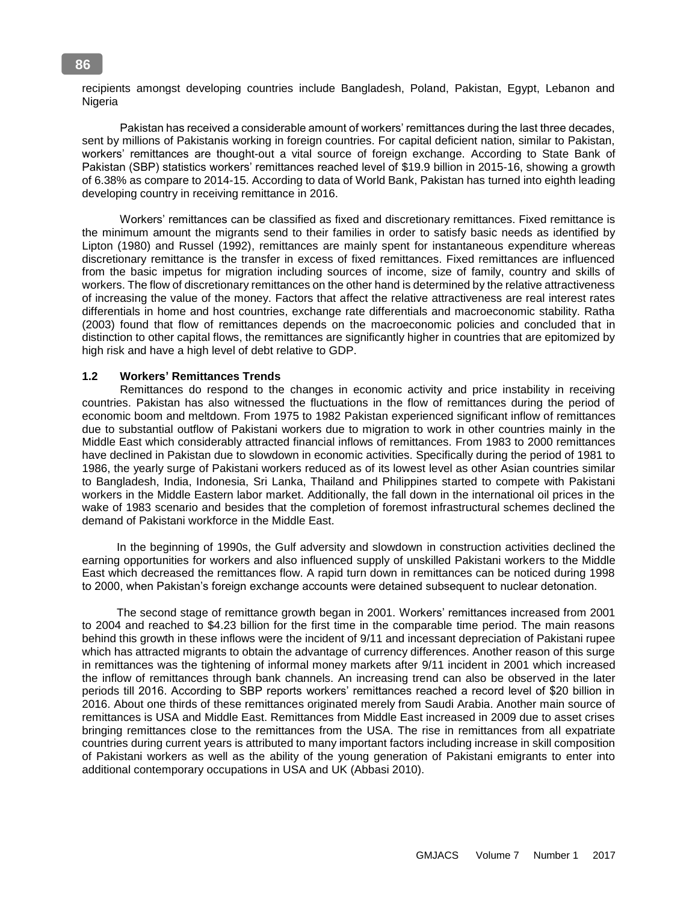recipients amongst developing countries include Bangladesh, Poland, Pakistan, Egypt, Lebanon and Nigeria

Pakistan has received a considerable amount of workers' remittances during the last three decades, sent by millions of Pakistanis working in foreign countries. For capital deficient nation, similar to Pakistan, workers' remittances are thought-out a vital source of foreign exchange. According to State Bank of Pakistan (SBP) statistics workers' remittances reached level of $19.9 billion in 2015-16, showing a growth of 6.38% as compare to 2014-15. According to data of World Bank, Pakistan has turned into eighth leading developing country in receiving remittance in 2016.

Workers' remittances can be classified as fixed and discretionary remittances. Fixed remittance is the minimum amount the migrants send to their families in order to satisfy basic needs as identified by Lipton (1980) and Russel (1992), remittances are mainly spent for instantaneous expenditure whereas discretionary remittance is the transfer in excess of fixed remittances. Fixed remittances are influenced from the basic impetus for migration including sources of income, size of family, country and skills of workers. The flow of discretionary remittances on the other hand is determined by the relative attractiveness of increasing the value of the money. Factors that affect the relative attractiveness are real interest rates differentials in home and host countries, exchange rate differentials and macroeconomic stability. Ratha (2003) found that flow of remittances depends on the macroeconomic policies and concluded that in distinction to other capital flows, the remittances are significantly higher in countries that are epitomized by high risk and have a high level of debt relative to GDP.

### 1.2 Workers' Remittances Trends

Remittances do respond to the changes in economic activity and price instability in receiving countries. Pakistan has also witnessed the fluctuations in the flow of remittances during the period of economic boom and meltdown. From 1975 to 1982 Pakistan experienced significant inflow of remittances due to substantial outflow of Pakistani workers due to migration to work in other countries mainly in the Middle East which considerably attracted financial inflows of remittances. From 1983 to 2000 remittances have declined in Pakistan due to slowdown in economic activities. Specifically during the period of 1981 to 1986, the yearly surge of Pakistani workers reduced as of its lowest level as other Asian countries similar to Bangladesh, India, Indonesia, Sri Lanka, Thailand and Philippines started to compete with Pakistani workers in the Middle Eastern labor market. Additionally, the fall down in the international oil prices in the wake of 1983 scenario and besides that the completion of foremost infrastructural schemes declined the demand of Pakistani workforce in the Middle East.

In the beginning of 1990s, the Gulf adversity and slowdown in construction activities declined the earning opportunities for workers and also influenced supply of unskilled Pakistani workers to the Middle East which decreased the remittances flow. A rapid turn down in remittances can be noticed during 1998 to 2000, when Pakistan's foreign exchange accounts were detained subsequent to nuclear detonation.

The second stage of remittance growth began in 2001. Workers' remittances increased from 2001 to 2004 and reached to $4.23 billion for the first time in the comparable time period. The main reasons behind this growth in these inflows were the incident of 9/11 and incessant depreciation of Pakistani rupee which has attracted migrants to obtain the advantage of currency differences. Another reason of this surge in remittances was the tightening of informal money markets after 9/11 incident in 2001 which increased the inflow of remittances through bank channels. An increasing trend can also be observed in the later periods till 2016. According to SBP reports workers' remittances reached a record level of $20 billion in 2016. About one thirds of these remittances originated merely from Saudi Arabia. Another main source of remittances is USA and Middle East. Remittances from Middle East increased in 2009 due to asset crises bringing remittances close to the remittances from the USA. The rise in remittances from all expatriate countries during current years is attributed to many important factors including increase in skill composition of Pakistani workers as well as the ability of the young generation of Pakistani emigrants to enter into additional contemporary occupations in USA and UK (Abbasi 2010).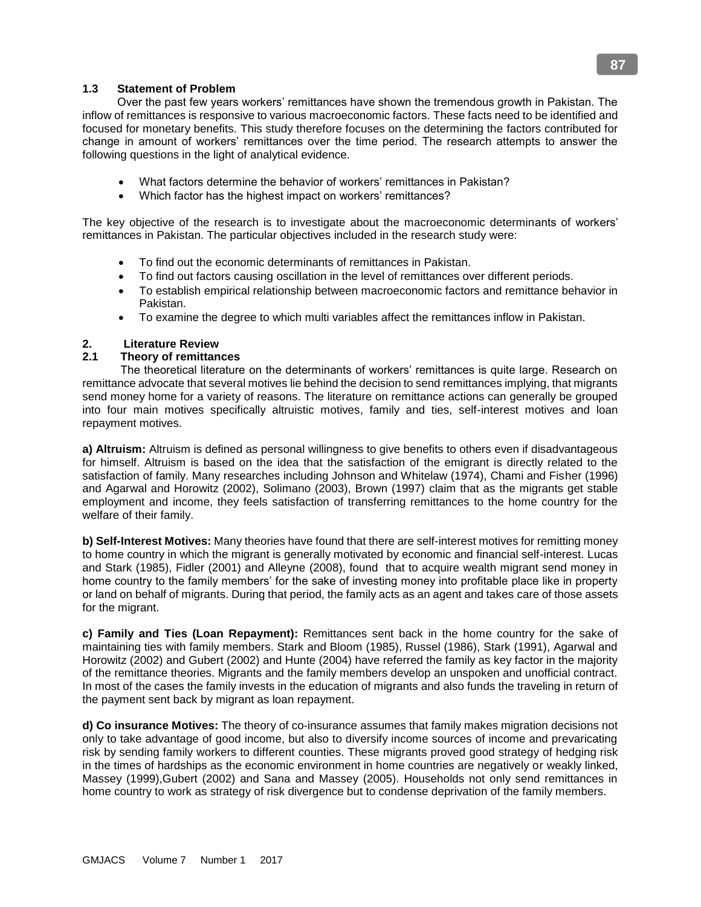### 1.3 Statement of Problem

Over the past few years workers' remittances have shown the tremendous growth in Pakistan. The inflow of remittances is responsive to various macroeconomic factors. These facts need to be identified and focused for monetary benefits. This study therefore focuses on the determining the factors contributed for change in amount of workers' remittances over the time period. The research attempts to answer the following questions in the light of analytical evidence.

- What factors determine the behavior of workers' remittances in Pakistan?
- Which factor has the highest impact on workers' remittances?

The key objective of the research is to investigate about the macroeconomic determinants of workers' remittances in Pakistan. The particular objectives included in the research study were:

- To find out the economic determinants of remittances in Pakistan.
- To find out factors causing oscillation in the level of remittances over different periods.
- To establish empirical relationship between macroeconomic factors and remittance behavior in Pakistan.
- To examine the degree to which multi variables affect the remittances inflow in Pakistan.

## 2. Literature Review

### 2.1 Theory of remittances

The theoretical literature on the determinants of workers' remittances is quite large. Research on remittance advocate that several motives lie behind the decision to send remittances implying, that migrants send money home for a variety of reasons. The literature on remittance actions can generally be grouped into four main motives specifically altruistic motives, family and ties, self-interest motives and loan repayment motives.

**a) Altruism:** Altruism is defined as personal willingness to give benefits to others even if disadvantageous for himself. Altruism is based on the idea that the satisfaction of the emigrant is directly related to the satisfaction of family. Many researches including Johnson and Whitelaw (1974), Chami and Fisher (1996) and Agarwal and Horowitz (2002), Solimano (2003), Brown (1997) claim that as the migrants get stable employment and income, they feels satisfaction of transferring remittances to the home country for the welfare of their family.

**b) Self-Interest Motives:** Many theories have found that there are self-interest motives for remitting money to home country in which the migrant is generally motivated by economic and financial self-interest. Lucas and Stark (1985), Fidler (2001) and Alleyne (2008), found that to acquire wealth migrant send money in home country to the family members' for the sake of investing money into profitable place like in property or land on behalf of migrants. During that period, the family acts as an agent and takes care of those assets for the migrant.

**c) Family and Ties (Loan Repayment):** Remittances sent back in the home country for the sake of maintaining ties with family members. Stark and Bloom (1985), Russel (1986), Stark (1991), Agarwal and Horowitz (2002) and Gubert (2002) and Hunte (2004) have referred the family as key factor in the majority of the remittance theories. Migrants and the family members develop an unspoken and unofficial contract. In most of the cases the family invests in the education of migrants and also funds the traveling in return of the payment sent back by migrant as loan repayment.

**d) Co insurance Motives:** The theory of co-insurance assumes that family makes migration decisions not only to take advantage of good income, but also to diversify income sources of income and prevaricating risk by sending family workers to different counties. These migrants proved good strategy of hedging risk in the times of hardships as the economic environment in home countries are negatively or weakly linked, Massey (1999),Gubert (2002) and Sana and Massey (2005). Households not only send remittances in home country to work as strategy of risk divergence but to condense deprivation of the family members.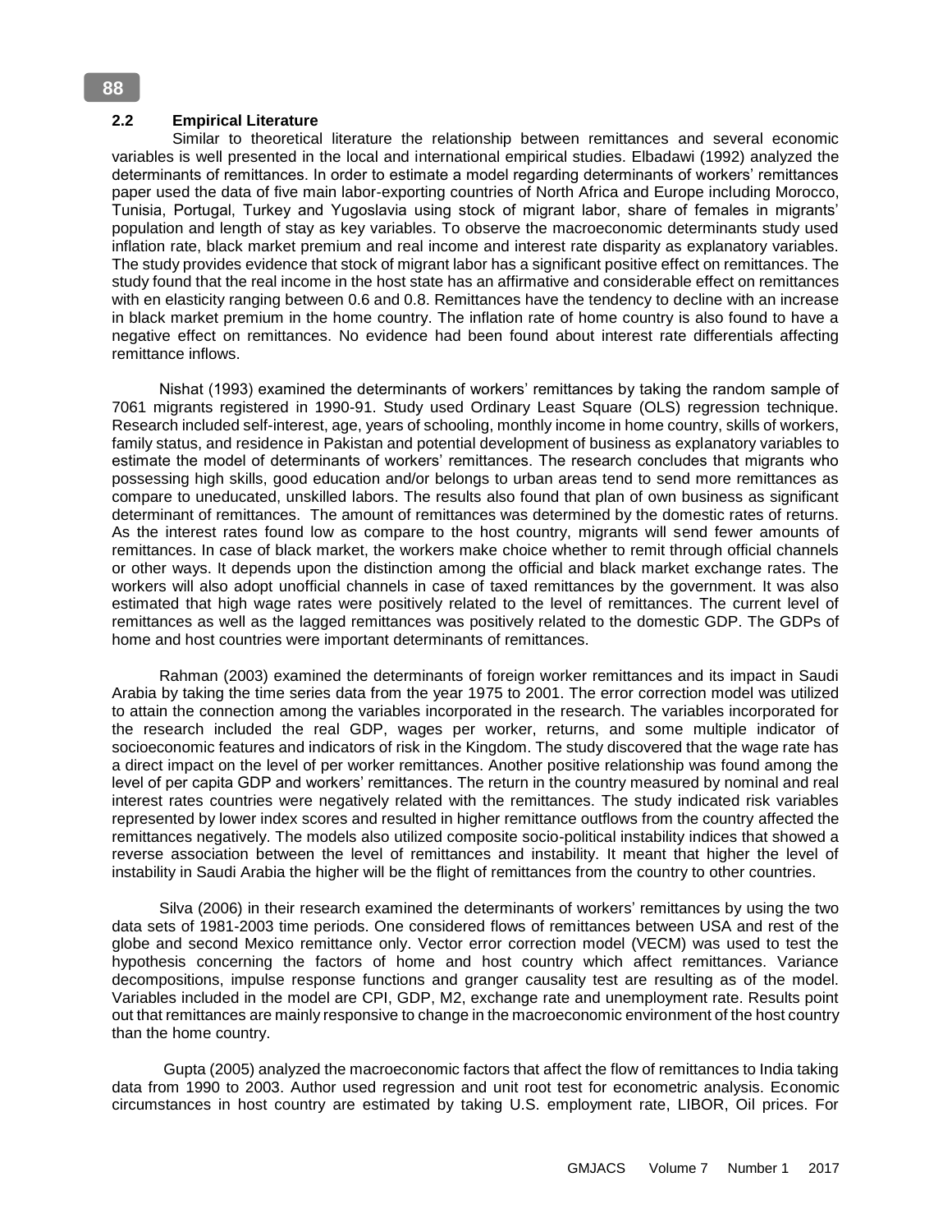## 2.2 Empirical Literature

Similar to theoretical literature the relationship between remittances and several economic variables is well presented in the local and international empirical studies. Elbadawi (1992) analyzed the determinants of remittances. In order to estimate a model regarding determinants of workers' remittances paper used the data of five main labor-exporting countries of North Africa and Europe including Morocco, Tunisia, Portugal, Turkey and Yugoslavia using stock of migrant labor, share of females in migrants' population and length of stay as key variables. To observe the macroeconomic determinants study used inflation rate, black market premium and real income and interest rate disparity as explanatory variables. The study provides evidence that stock of migrant labor has a significant positive effect on remittances. The study found that the real income in the host state has an affirmative and considerable effect on remittances with en elasticity ranging between 0.6 and 0.8. Remittances have the tendency to decline with an increase in black market premium in the home country. The inflation rate of home country is also found to have a negative effect on remittances. No evidence had been found about interest rate differentials affecting remittance inflows.

Nishat (1993) examined the determinants of workers' remittances by taking the random sample of 7061 migrants registered in 1990-91. Study used Ordinary Least Square (OLS) regression technique. Research included self-interest, age, years of schooling, monthly income in home country, skills of workers, family status, and residence in Pakistan and potential development of business as explanatory variables to estimate the model of determinants of workers' remittances. The research concludes that migrants who possessing high skills, good education and/or belongs to urban areas tend to send more remittances as compare to uneducated, unskilled labors. The results also found that plan of own business as significant determinant of remittances. The amount of remittances was determined by the domestic rates of returns. As the interest rates found low as compare to the host country, migrants will send fewer amounts of remittances. In case of black market, the workers make choice whether to remit through official channels or other ways. It depends upon the distinction among the official and black market exchange rates. The workers will also adopt unofficial channels in case of taxed remittances by the government. It was also estimated that high wage rates were positively related to the level of remittances. The current level of remittances as well as the lagged remittances was positively related to the domestic GDP. The GDPs of home and host countries were important determinants of remittances.

Rahman (2003) examined the determinants of foreign worker remittances and its impact in Saudi Arabia by taking the time series data from the year 1975 to 2001. The error correction model was utilized to attain the connection among the variables incorporated in the research. The variables incorporated for the research included the real GDP, wages per worker, returns, and some multiple indicator of socioeconomic features and indicators of risk in the Kingdom. The study discovered that the wage rate has a direct impact on the level of per worker remittances. Another positive relationship was found among the level of per capita GDP and workers' remittances. The return in the country measured by nominal and real interest rates countries were negatively related with the remittances. The study indicated risk variables represented by lower index scores and resulted in higher remittance outflows from the country affected the remittances negatively. The models also utilized composite socio-political instability indices that showed a reverse association between the level of remittances and instability. It meant that higher the level of instability in Saudi Arabia the higher will be the flight of remittances from the country to other countries.

Silva (2006) in their research examined the determinants of workers' remittances by using the two data sets of 1981-2003 time periods. One considered flows of remittances between USA and rest of the globe and second Mexico remittance only. Vector error correction model (VECM) was used to test the hypothesis concerning the factors of home and host country which affect remittances. Variance decompositions, impulse response functions and granger causality test are resulting as of the model. Variables included in the model are CPI, GDP, M2, exchange rate and unemployment rate. Results point out that remittances are mainly responsive to change in the macroeconomic environment of the host country than the home country.

Gupta (2005) analyzed the macroeconomic factors that affect the flow of remittances to India taking data from 1990 to 2003. Author used regression and unit root test for econometric analysis. Economic circumstances in host country are estimated by taking U.S. employment rate, LIBOR, Oil prices. For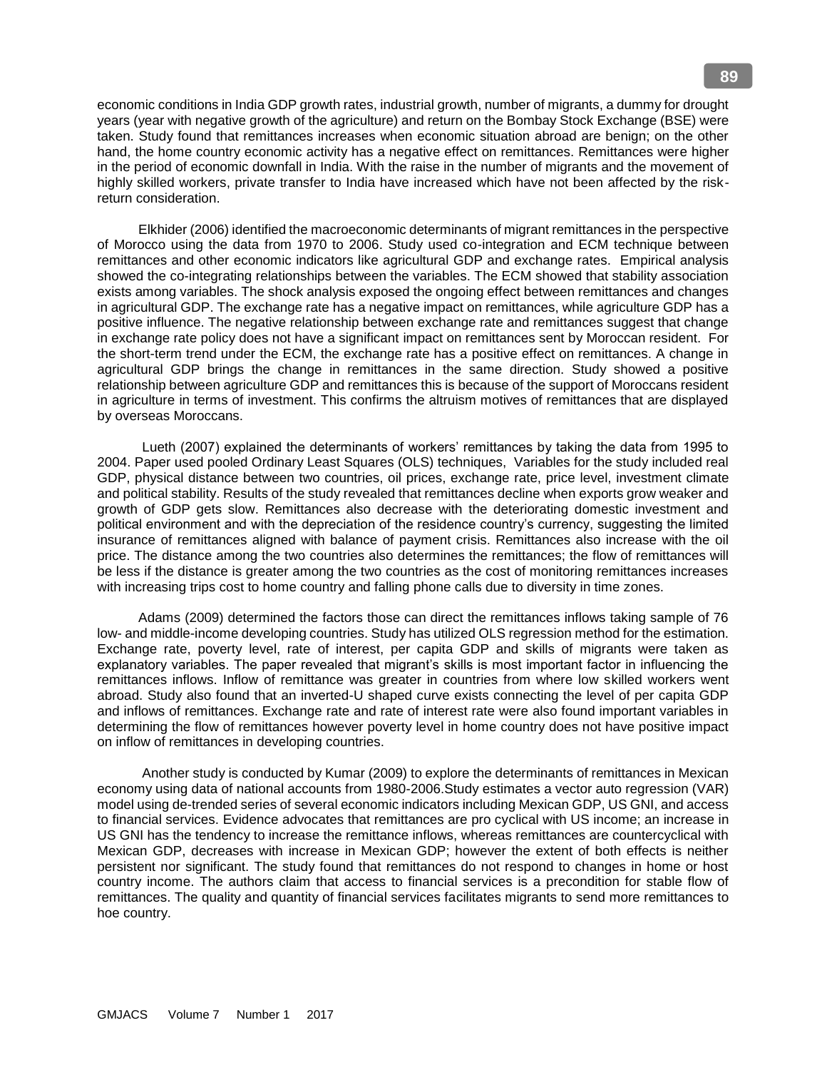economic conditions in India GDP growth rates, industrial growth, number of migrants, a dummy for drought years (year with negative growth of the agriculture) and return on the Bombay Stock Exchange (BSE) were taken. Study found that remittances increases when economic situation abroad are benign; on the other hand, the home country economic activity has a negative effect on remittances. Remittances were higher in the period of economic downfall in India. With the raise in the number of migrants and the movement of highly skilled workers, private transfer to India have increased which have not been affected by the risk-return consideration.

Elkhider (2006) identified the macroeconomic determinants of migrant remittances in the perspective of Morocco using the data from 1970 to 2006. Study used co-integration and ECM technique between remittances and other economic indicators like agricultural GDP and exchange rates. Empirical analysis showed the co-integrating relationships between the variables. The ECM showed that stability association exists among variables. The shock analysis exposed the ongoing effect between remittances and changes in agricultural GDP. The exchange rate has a negative impact on remittances, while agriculture GDP has a positive influence. The negative relationship between exchange rate and remittances suggest that change in exchange rate policy does not have a significant impact on remittances sent by Moroccan resident. For the short-term trend under the ECM, the exchange rate has a positive effect on remittances. A change in agricultural GDP brings the change in remittances in the same direction. Study showed a positive relationship between agriculture GDP and remittances this is because of the support of Moroccans resident in agriculture in terms of investment. This confirms the altruism motives of remittances that are displayed by overseas Moroccans.

Lueth (2007) explained the determinants of workers' remittances by taking the data from 1995 to 2004. Paper used pooled Ordinary Least Squares (OLS) techniques, Variables for the study included real GDP, physical distance between two countries, oil prices, exchange rate, price level, investment climate and political stability. Results of the study revealed that remittances decline when exports grow weaker and growth of GDP gets slow. Remittances also decrease with the deteriorating domestic investment and political environment and with the depreciation of the residence country's currency, suggesting the limited insurance of remittances aligned with balance of payment crisis. Remittances also increase with the oil price. The distance among the two countries also determines the remittances; the flow of remittances will be less if the distance is greater among the two countries as the cost of monitoring remittances increases with increasing trips cost to home country and falling phone calls due to diversity in time zones.

Adams (2009) determined the factors those can direct the remittances inflows taking sample of 76 low- and middle-income developing countries. Study has utilized OLS regression method for the estimation. Exchange rate, poverty level, rate of interest, per capita GDP and skills of migrants were taken as explanatory variables. The paper revealed that migrant's skills is most important factor in influencing the remittances inflows. Inflow of remittance was greater in countries from where low skilled workers went abroad. Study also found that an inverted-U shaped curve exists connecting the level of per capita GDP and inflows of remittances. Exchange rate and rate of interest rate were also found important variables in determining the flow of remittances however poverty level in home country does not have positive impact on inflow of remittances in developing countries.

Another study is conducted by Kumar (2009) to explore the determinants of remittances in Mexican economy using data of national accounts from 1980-2006.Study estimates a vector auto regression (VAR) model using de-trended series of several economic indicators including Mexican GDP, US GNI, and access to financial services. Evidence advocates that remittances are pro cyclical with US income; an increase in US GNI has the tendency to increase the remittance inflows, whereas remittances are countercyclical with Mexican GDP, decreases with increase in Mexican GDP; however the extent of both effects is neither persistent nor significant. The study found that remittances do not respond to changes in home or host country income. The authors claim that access to financial services is a precondition for stable flow of remittances. The quality and quantity of financial services facilitates migrants to send more remittances to hoe country.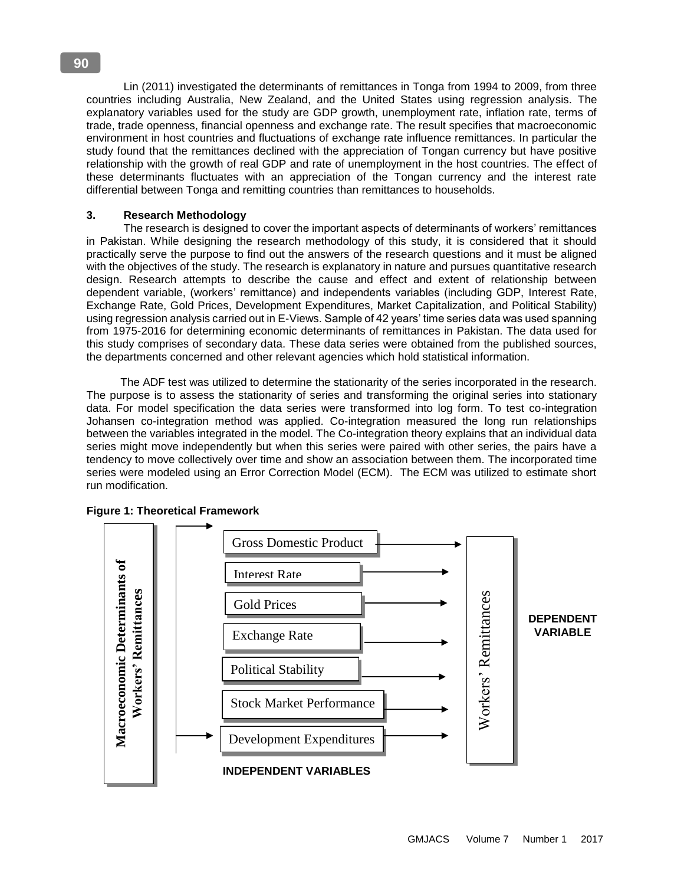Lin (2011) investigated the determinants of remittances in Tonga from 1994 to 2009, from three countries including Australia, New Zealand, and the United States using regression analysis. The explanatory variables used for the study are GDP growth, unemployment rate, inflation rate, terms of trade, trade openness, financial openness and exchange rate. The result specifies that macroeconomic environment in host countries and fluctuations of exchange rate influence remittances. In particular the study found that the remittances declined with the appreciation of Tongan currency but have positive relationship with the growth of real GDP and rate of unemployment in the host countries. The effect of these determinants fluctuates with an appreciation of the Tongan currency and the interest rate differential between Tonga and remitting countries than remittances to households.

## 3. Research Methodology

The research is designed to cover the important aspects of determinants of workers' remittances in Pakistan. While designing the research methodology of this study, it is considered that it should practically serve the purpose to find out the answers of the research questions and it must be aligned with the objectives of the study. The research is explanatory in nature and pursues quantitative research design. Research attempts to describe the cause and effect and extent of relationship between dependent variable, (workers' remittance) and independents variables (including GDP, Interest Rate, Exchange Rate, Gold Prices, Development Expenditures, Market Capitalization, and Political Stability) using regression analysis carried out in E-Views. Sample of 42 years' time series data was used spanning from 1975-2016 for determining economic determinants of remittances in Pakistan. The data used for this study comprises of secondary data. These data series were obtained from the published sources, the departments concerned and other relevant agencies which hold statistical information.

The ADF test was utilized to determine the stationarity of the series incorporated in the research. The purpose is to assess the stationarity of series and transforming the original series into stationary data. For model specification the data series were transformed into log form. To test co-integration Johansen co-integration method was applied. Co-integration measured the long run relationships between the variables integrated in the model. The Co-integration theory explains that an individual data series might move independently but when this series were paired with other series, the pairs have a tendency to move collectively over time and show an association between them. The incorporated time series were modeled using an Error Correction Model (ECM). The ECM was utilized to estimate short run modification.

**Figure 1: Theoretical Framework**

**Macroeconomic Determinants of Workers' Remittances**

- Gross Domestic Product
- Interest Rate
- Gold Prices
- Exchange Rate
- Political Stability
- Stock Market Performance
- Development Expenditures

→ Workers' Remittances

**INDEPENDENT VARIABLES** | **DEPENDENT VARIABLE**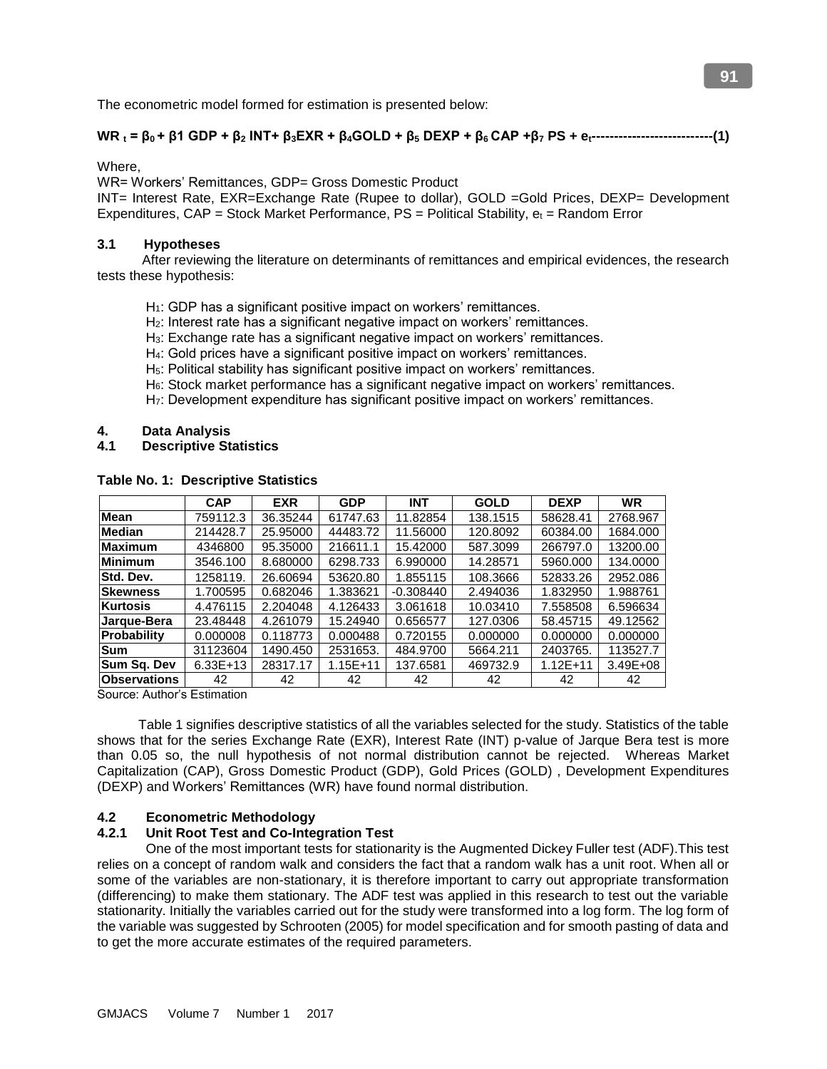The econometric model formed for estimation is presented below:

$$WR_t = \beta_0 + \beta 1\ GDP + \beta_2\ INT + \beta_3 EXR + \beta_4 GOLD + \beta_5\ DEXP + \beta_6\ CAP + \beta_7\ PS + e_t \text{--------------------------(1)}$$

Where,

WR= Workers' Remittances, GDP= Gross Domestic Product

INT= Interest Rate, EXR=Exchange Rate (Rupee to dollar), GOLD =Gold Prices, DEXP= Development Expenditures, CAP = Stock Market Performance, PS = Political Stability, $e_t$ = Random Error

### 3.1 Hypotheses

After reviewing the literature on determinants of remittances and empirical evidences, the research tests these hypothesis:

$H_1$: GDP has a significant positive impact on workers' remittances.
$H_2$: Interest rate has a significant negative impact on workers' remittances.
$H_3$: Exchange rate has a significant negative impact on workers' remittances.
$H_4$: Gold prices have a significant positive impact on workers' remittances.
$H_5$: Political stability has significant positive impact on workers' remittances.
$H_6$: Stock market performance has a significant negative impact on workers' remittances.
$H_7$: Development expenditure has significant positive impact on workers' remittances.

## 4. Data Analysis

### 4.1 Descriptive Statistics

**Table No. 1: Descriptive Statistics**

| | CAP | EXR | GDP | INT | GOLD | DEXP | WR |
|---|---|---|---|---|---|---|---|
| **Mean** | 759112.3 | 36.35244 | 61747.63 | 11.82854 | 138.1515 | 58628.41 | 2768.967 |
| **Median** | 214428.7 | 25.95000 | 44483.72 | 11.56000 | 120.8092 | 60384.00 | 1684.000 |
| **Maximum** | 4346800 | 95.35000 | 216611.1 | 15.42000 | 587.3099 | 266797.0 | 13200.00 |
| **Minimum** | 3546.100 | 8.680000 | 6298.733 | 6.990000 | 14.28571 | 5960.000 | 134.0000 |
| **Std. Dev.** | 1258119. | 26.60694 | 53620.80 | 1.855115 | 108.3666 | 52833.26 | 2952.086 |
| **Skewness** | 1.700595 | 0.682046 | 1.383621 | -0.308440 | 2.494036 | 1.832950 | 1.988761 |
| **Kurtosis** | 4.476115 | 2.204048 | 4.126433 | 3.061618 | 10.03410 | 7.558508 | 6.596634 |
| **Jarque-Bera** | 23.48448 | 4.261079 | 15.24940 | 0.656577 | 127.0306 | 58.45715 | 49.12562 |
| **Probability** | 0.000008 | 0.118773 | 0.000488 | 0.720155 | 0.000000 | 0.000000 | 0.000000 |
| **Sum** | 31123604 | 1490.450 | 2531653. | 484.9700 | 5664.211 | 2403765. | 113527.7 |
| **Sum Sq. Dev** | 6.33E+13 | 28317.17 | 1.15E+11 | 137.6581 | 469732.9 | 1.12E+11 | 3.49E+08 |
| **Observations** | 42 | 42 | 42 | 42 | 42 | 42 | 42 |

Source: Author's Estimation

Table 1 signifies descriptive statistics of all the variables selected for the study. Statistics of the table shows that for the series Exchange Rate (EXR), Interest Rate (INT) p-value of Jarque Bera test is more than 0.05 so, the null hypothesis of not normal distribution cannot be rejected. Whereas Market Capitalization (CAP), Gross Domestic Product (GDP), Gold Prices (GOLD) , Development Expenditures (DEXP) and Workers' Remittances (WR) have found normal distribution.

### 4.2 Econometric Methodology

#### 4.2.1 Unit Root Test and Co-Integration Test

One of the most important tests for stationarity is the Augmented Dickey Fuller test (ADF).This test relies on a concept of random walk and considers the fact that a random walk has a unit root. When all or some of the variables are non-stationary, it is therefore important to carry out appropriate transformation (differencing) to make them stationary. The ADF test was applied in this research to test out the variable stationarity. Initially the variables carried out for the study were transformed into a log form. The log form of the variable was suggested by Schrooten (2005) for model specification and for smooth pasting of data and to get the more accurate estimates of the required parameters.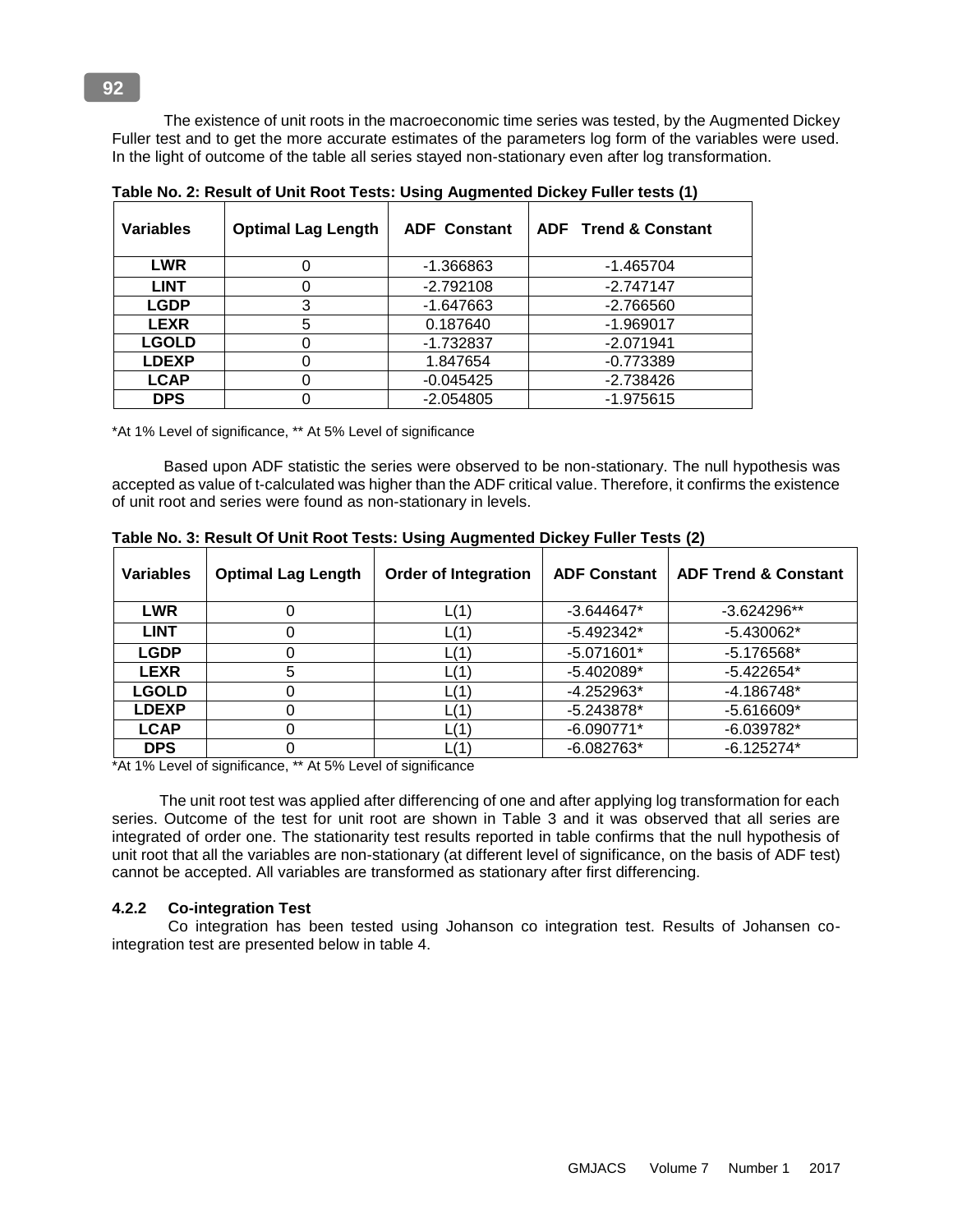The existence of unit roots in the macroeconomic time series was tested, by the Augmented Dickey Fuller test and to get the more accurate estimates of the parameters log form of the variables were used. In the light of outcome of the table all series stayed non-stationary even after log transformation.

**Table No. 2: Result of Unit Root Tests: Using Augmented Dickey Fuller tests (1)**

| Variables | Optimal Lag Length | ADF Constant | ADF Trend & Constant |
|---|---|---|---|
| **LWR** | 0 | -1.366863 | -1.465704 |
| **LINT** | 0 | -2.792108 | -2.747147 |
| **LGDP** | 3 | -1.647663 | -2.766560 |
| **LEXR** | 5 | 0.187640 | -1.969017 |
| **LGOLD** | 0 | -1.732837 | -2.071941 |
| **LDEXP** | 0 | 1.847654 | -0.773389 |
| **LCAP** | 0 | -0.045425 | -2.738426 |
| **DPS** | 0 | -2.054805 | -1.975615 |

*At 1% Level of significance, ** At 5% Level of significance

Based upon ADF statistic the series were observed to be non-stationary. The null hypothesis was accepted as value of t-calculated was higher than the ADF critical value. Therefore, it confirms the existence of unit root and series were found as non-stationary in levels.

**Table No. 3: Result Of Unit Root Tests: Using Augmented Dickey Fuller Tests (2)**

| Variables | Optimal Lag Length | Order of Integration | ADF Constant | ADF Trend & Constant |
|---|---|---|---|---|
| **LWR** | 0 | L(1) | -3.644647* | -3.624296** |
| **LINT** | 0 | L(1) | -5.492342* | -5.430062* |
| **LGDP** | 0 | L(1) | -5.071601* | -5.176568* |
| **LEXR** | 5 | L(1) | -5.402089* | -5.422654* |
| **LGOLD** | 0 | L(1) | -4.252963* | -4.186748* |
| **LDEXP** | 0 | L(1) | -5.243878* | -5.616609* |
| **LCAP** | 0 | L(1) | -6.090771* | -6.039782* |
| **DPS** | 0 | L(1) | -6.082763* | -6.125274* |

*At 1% Level of significance, ** At 5% Level of significance

The unit root test was applied after differencing of one and after applying log transformation for each series. Outcome of the test for unit root are shown in Table 3 and it was observed that all series are integrated of order one. The stationarity test results reported in table confirms that the null hypothesis of unit root that all the variables are non-stationary (at different level of significance, on the basis of ADF test) cannot be accepted. All variables are transformed as stationary after first differencing.

#### 4.2.2 Co-integration Test

Co integration has been tested using Johanson co integration test. Results of Johansen co-integration test are presented below in table 4.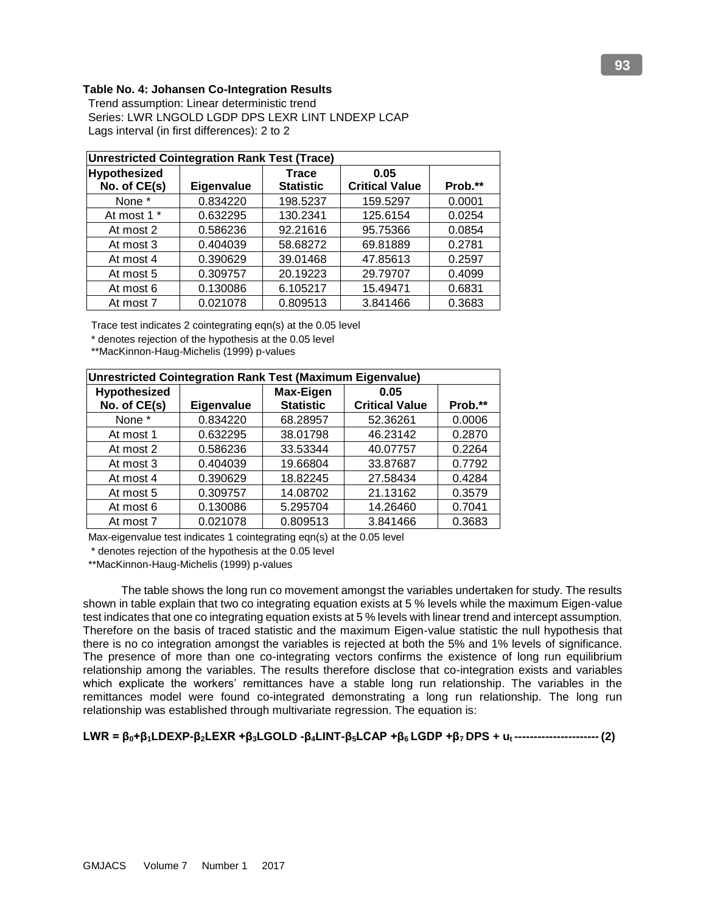**Table No. 4: Johansen Co-Integration Results**

Trend assumption: Linear deterministic trend
Series: LWR LNGOLD LGDP DPS LEXR LINT LNDEXP LCAP
Lags interval (in first differences): 2 to 2

| Unrestricted Cointegration Rank Test (Trace) | | | | |
|---|---|---|---|---|
| Hypothesized No. of CE(s) | Eigenvalue | Trace Statistic | 0.05 Critical Value | Prob.** |
| None * | 0.834220 | 198.5237 | 159.5297 | 0.0001 |
| At most 1 * | 0.632295 | 130.2341 | 125.6154 | 0.0254 |
| At most 2 | 0.586236 | 92.21616 | 95.75366 | 0.0854 |
| At most 3 | 0.404039 | 58.68272 | 69.81889 | 0.2781 |
| At most 4 | 0.390629 | 39.01468 | 47.85613 | 0.2597 |
| At most 5 | 0.309757 | 20.19223 | 29.79707 | 0.4099 |
| At most 6 | 0.130086 | 6.105217 | 15.49471 | 0.6831 |
| At most 7 | 0.021078 | 0.809513 | 3.841466 | 0.3683 |

Trace test indicates 2 cointegrating eqn(s) at the 0.05 level
* denotes rejection of the hypothesis at the 0.05 level
**MacKinnon-Haug-Michelis (1999) p-values

| Unrestricted Cointegration Rank Test (Maximum Eigenvalue) | | | | |
|---|---|---|---|---|
| Hypothesized No. of CE(s) | Eigenvalue | Max-Eigen Statistic | 0.05 Critical Value | Prob.** |
| None * | 0.834220 | 68.28957 | 52.36261 | 0.0006 |
| At most 1 | 0.632295 | 38.01798 | 46.23142 | 0.2870 |
| At most 2 | 0.586236 | 33.53344 | 40.07757 | 0.2264 |
| At most 3 | 0.404039 | 19.66804 | 33.87687 | 0.7792 |
| At most 4 | 0.390629 | 18.82245 | 27.58434 | 0.4284 |
| At most 5 | 0.309757 | 14.08702 | 21.13162 | 0.3579 |
| At most 6 | 0.130086 | 5.295704 | 14.26460 | 0.7041 |
| At most 7 | 0.021078 | 0.809513 | 3.841466 | 0.3683 |

Max-eigenvalue test indicates 1 cointegrating eqn(s) at the 0.05 level
* denotes rejection of the hypothesis at the 0.05 level
**MacKinnon-Haug-Michelis (1999) p-values

The table shows the long run co movement amongst the variables undertaken for study. The results shown in table explain that two co integrating equation exists at 5 % levels while the maximum Eigen-value test indicates that one co integrating equation exists at 5 % levels with linear trend and intercept assumption. Therefore on the basis of traced statistic and the maximum Eigen-value statistic the null hypothesis that there is no co integration amongst the variables is rejected at both the 5% and 1% levels of significance. The presence of more than one co-integrating vectors confirms the existence of long run equilibrium relationship among the variables. The results therefore disclose that co-integration exists and variables which explicate the workers' remittances have a stable long run relationship. The variables in the remittances model were found co-integrated demonstrating a long run relationship. The long run relationship was established through multivariate regression. The equation is:

$$LWR = \beta_0 + \beta_1 LDEXP - \beta_2 LEXR + \beta_3 LGOLD - \beta_4 LINT - \beta_5 LCAP + \beta_6 LGDP + \beta_7 DPS + u_t \quad \text{(2)}$$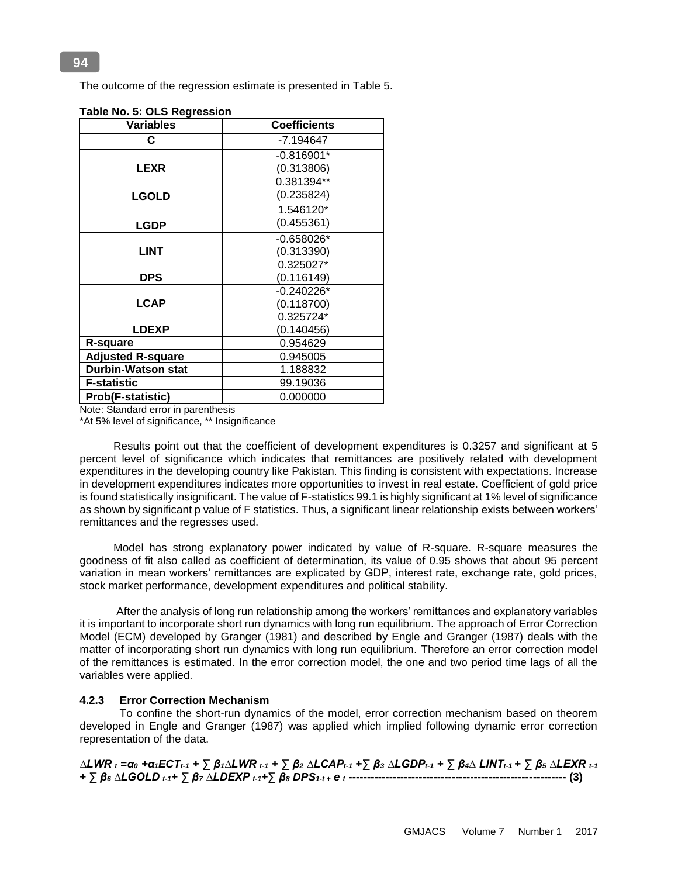The outcome of the regression estimate is presented in Table 5.

**Table No. 5: OLS Regression**

| Variables | Coefficients |
|---|---|
| **C** | -7.194647 |
| **LEXR** | -0.816901* (0.313806) |
| **LGOLD** | 0.381394** (0.235824) |
| **LGDP** | 1.546120* (0.455361) |
| **LINT** | -0.658026* (0.313390) |
| **DPS** | 0.325027* (0.116149) |
| **LCAP** | -0.240226* (0.118700) |
| **LDEXP** | 0.325724* (0.140456) |
| **R-square** | 0.954629 |
| **Adjusted R-square** | 0.945005 |
| **Durbin-Watson stat** | 1.188832 |
| **F-statistic** | 99.19036 |
| **Prob(F-statistic)** | 0.000000 |

Note: Standard error in parenthesis
*At 5% level of significance, ** Insignificance

Results point out that the coefficient of development expenditures is 0.3257 and significant at 5 percent level of significance which indicates that remittances are positively related with development expenditures in the developing country like Pakistan. This finding is consistent with expectations. Increase in development expenditures indicates more opportunities to invest in real estate. Coefficient of gold price is found statistically insignificant. The value of F-statistics 99.1 is highly significant at 1% level of significance as shown by significant p value of F statistics. Thus, a significant linear relationship exists between workers' remittances and the regresses used.

Model has strong explanatory power indicated by value of R-square. R-square measures the goodness of fit also called as coefficient of determination, its value of 0.95 shows that about 95 percent variation in mean workers' remittances are explicated by GDP, interest rate, exchange rate, gold prices, stock market performance, development expenditures and political stability.

After the analysis of long run relationship among the workers' remittances and explanatory variables it is important to incorporate short run dynamics with long run equilibrium. The approach of Error Correction Model (ECM) developed by Granger (1981) and described by Engle and Granger (1987) deals with the matter of incorporating short run dynamics with long run equilibrium. Therefore an error correction model of the remittances is estimated. In the error correction model, the one and two period time lags of all the variables were applied.

### 4.2.3 Error Correction Mechanism

To confine the short-run dynamics of the model, error correction mechanism based on theorem developed in Engle and Granger (1987) was applied which implied following dynamic error correction representation of the data.

$$\Delta LWR_t = \alpha_0 + \alpha_1 ECT_{t-1} + \sum \beta_1 \Delta LWR_{t-1} + \sum \beta_2 \Delta LCAP_{t-1} + \sum \beta_3 \Delta LGDP_{t-1} + \sum \beta_4 \Delta LINT_{t-1} + \sum \beta_5 \Delta LEXR_{t-1} + \sum \beta_6 \Delta LGOLD_{t-1} + \sum \beta_7 \Delta LDEXP_{t-1} + \sum \beta_8 DPS_{1-t} + e_t \quad (3)$$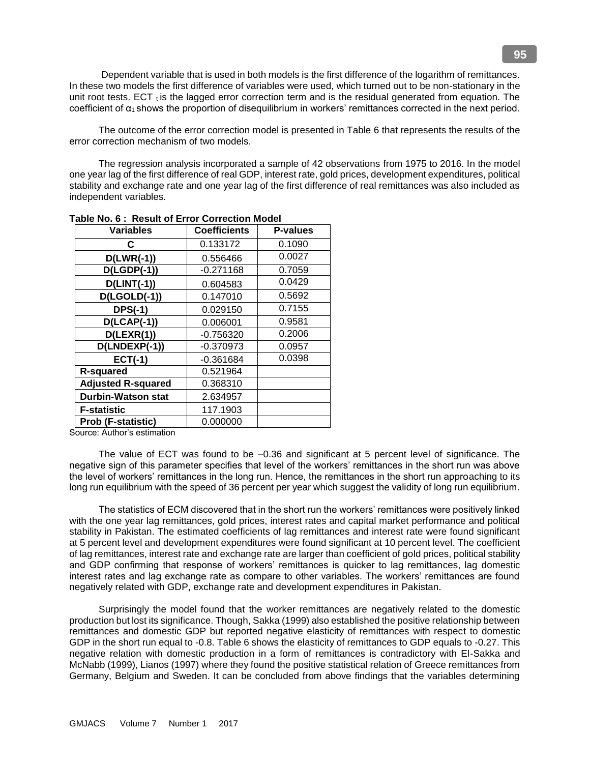Dependent variable that is used in both models is the first difference of the logarithm of remittances. In these two models the first difference of variables were used, which turned out to be non-stationary in the unit root tests. ECT $_t$ is the lagged error correction term and is the residual generated from equation. The coefficient of $\alpha_1$ shows the proportion of disequilibrium in workers' remittances corrected in the next period.

The outcome of the error correction model is presented in Table 6 that represents the results of the error correction mechanism of two models.

The regression analysis incorporated a sample of 42 observations from 1975 to 2016. In the model one year lag of the first difference of real GDP, interest rate, gold prices, development expenditures, political stability and exchange rate and one year lag of the first difference of real remittances was also included as independent variables.

**Table No. 6 : Result of Error Correction Model**

| Variables | Coefficients | P-values |
|---|---|---|
| C | 0.133172 | 0.1090 |
| D(LWR(-1)) | 0.556466 | 0.0027 |
| D(LGDP(-1)) | -0.271168 | 0.7059 |
| D(LINT(-1)) | 0.604583 | 0.0429 |
| D(LGOLD(-1)) | 0.147010 | 0.5692 |
| DPS(-1) | 0.029150 | 0.7155 |
| D(LCAP(-1)) | 0.006001 | 0.9581 |
| D(LEXR(1)) | -0.756320 | 0.2006 |
| D(LNDEXP(-1)) | -0.370973 | 0.0957 |
| ECT(-1) | -0.361684 | 0.0398 |
| R-squared | 0.521964 | |
| Adjusted R-squared | 0.368310 | |
| Durbin-Watson stat | 2.634957 | |
| F-statistic | 117.1903 | |
| Prob (F-statistic) | 0.000000 | |

Source: Author's estimation

The value of ECT was found to be –0.36 and significant at 5 percent level of significance. The negative sign of this parameter specifies that level of the workers' remittances in the short run was above the level of workers' remittances in the long run. Hence, the remittances in the short run approaching to its long run equilibrium with the speed of 36 percent per year which suggest the validity of long run equilibrium.

The statistics of ECM discovered that in the short run the workers' remittances were positively linked with the one year lag remittances, gold prices, interest rates and capital market performance and political stability in Pakistan. The estimated coefficients of lag remittances and interest rate were found significant at 5 percent level and development expenditures were found significant at 10 percent level. The coefficient of lag remittances, interest rate and exchange rate are larger than coefficient of gold prices, political stability and GDP confirming that response of workers' remittances is quicker to lag remittances, lag domestic interest rates and lag exchange rate as compare to other variables. The workers' remittances are found negatively related with GDP, exchange rate and development expenditures in Pakistan.

Surprisingly the model found that the worker remittances are negatively related to the domestic production but lost its significance. Though, Sakka (1999) also established the positive relationship between remittances and domestic GDP but reported negative elasticity of remittances with respect to domestic GDP in the short run equal to -0.8. Table 6 shows the elasticity of remittances to GDP equals to -0.27. This negative relation with domestic production in a form of remittances is contradictory with El-Sakka and McNabb (1999), Lianos (1997) where they found the positive statistical relation of Greece remittances from Germany, Belgium and Sweden. It can be concluded from above findings that the variables determining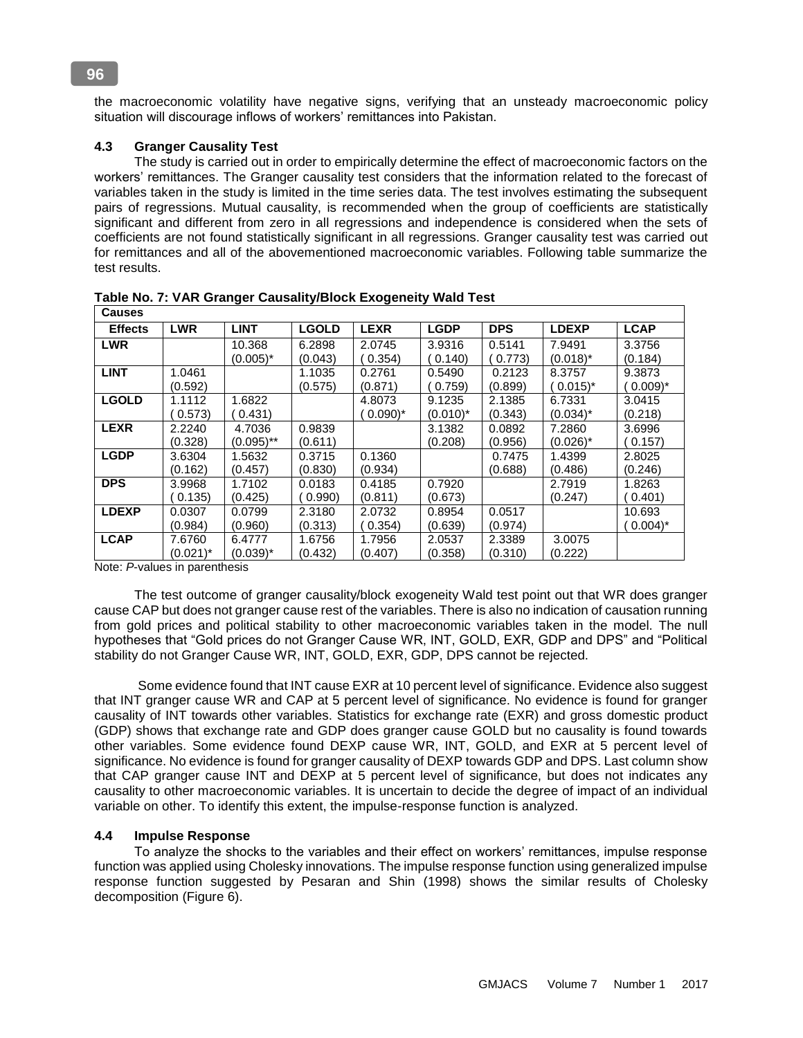the macroeconomic volatility have negative signs, verifying that an unsteady macroeconomic policy situation will discourage inflows of workers' remittances into Pakistan.

### 4.3 Granger Causality Test

The study is carried out in order to empirically determine the effect of macroeconomic factors on the workers' remittances. The Granger causality test considers that the information related to the forecast of variables taken in the study is limited in the time series data. The test involves estimating the subsequent pairs of regressions. Mutual causality, is recommended when the group of coefficients are statistically significant and different from zero in all regressions and independence is considered when the sets of coefficients are not found statistically significant in all regressions. Granger causality test was carried out for remittances and all of the abovementioned macroeconomic variables. Following table summarize the test results.

**Table No. 7: VAR Granger Causality/Block Exogeneity Wald Test**

| Causes | | | | | | | | |
|---|---|---|---|---|---|---|---|---|
| **Effects** | **LWR** | **LINT** | **LGOLD** | **LEXR** | **LGDP** | **DPS** | **LDEXP** | **LCAP** |
| **LWR** | | 10.368 (0.005)* | 6.2898 (0.043) | 2.0745 ( 0.354) | 3.9316 ( 0.140) | 0.5141 ( 0.773) | 7.9491 (0.018)* | 3.3756 (0.184) |
| **LINT** | 1.0461 (0.592) | | 1.1035 (0.575) | 0.2761 (0.871) | 0.5490 ( 0.759) | 0.2123 (0.899) | 8.3757 ( 0.015)* | 9.3873 ( 0.009)* |
| **LGOLD** | 1.1112 ( 0.573) | 1.6822 ( 0.431) | | 4.8073 ( 0.090)* | 9.1235 (0.010)* | 2.1385 (0.343) | 6.7331 (0.034)* | 3.0415 (0.218) |
| **LEXR** | 2.2240 (0.328) | 4.7036 (0.095)** | 0.9839 (0.611) | | 3.1382 (0.208) | 0.0892 (0.956) | 7.2860 (0.026)* | 3.6996 ( 0.157) |
| **LGDP** | 3.6304 (0.162) | 1.5632 (0.457) | 0.3715 (0.830) | 0.1360 (0.934) | | 0.7475 (0.688) | 1.4399 (0.486) | 2.8025 (0.246) |
| **DPS** | 3.9968 ( 0.135) | 1.7102 (0.425) | 0.0183 ( 0.990) | 0.4185 (0.811) | 0.7920 (0.673) | | 2.7919 (0.247) | 1.8263 ( 0.401) |
| **LDEXP** | 0.0307 (0.984) | 0.0799 (0.960) | 2.3180 (0.313) | 2.0732 ( 0.354) | 0.8954 (0.639) | 0.0517 (0.974) | | 10.693 ( 0.004)* |
| **LCAP** | 7.6760 (0.021)* | 6.4777 (0.039)* | 1.6756 (0.432) | 1.7956 (0.407) | 2.0537 (0.358) | 2.3389 (0.310) | 3.0075 (0.222) | |

Note: *P*-values in parenthesis

The test outcome of granger causality/block exogeneity Wald test point out that WR does granger cause CAP but does not granger cause rest of the variables. There is also no indication of causation running from gold prices and political stability to other macroeconomic variables taken in the model. The null hypotheses that "Gold prices do not Granger Cause WR, INT, GOLD, EXR, GDP and DPS" and "Political stability do not Granger Cause WR, INT, GOLD, EXR, GDP, DPS cannot be rejected.

Some evidence found that INT cause EXR at 10 percent level of significance. Evidence also suggest that INT granger cause WR and CAP at 5 percent level of significance. No evidence is found for granger causality of INT towards other variables. Statistics for exchange rate (EXR) and gross domestic product (GDP) shows that exchange rate and GDP does granger cause GOLD but no causality is found towards other variables. Some evidence found DEXP cause WR, INT, GOLD, and EXR at 5 percent level of significance. No evidence is found for granger causality of DEXP towards GDP and DPS. Last column show that CAP granger cause INT and DEXP at 5 percent level of significance, but does not indicates any causality to other macroeconomic variables. It is uncertain to decide the degree of impact of an individual variable on other. To identify this extent, the impulse-response function is analyzed.

### 4.4 Impulse Response

To analyze the shocks to the variables and their effect on workers' remittances, impulse response function was applied using Cholesky innovations. The impulse response function using generalized impulse response function suggested by Pesaran and Shin (1998) shows the similar results of Cholesky decomposition (Figure 6).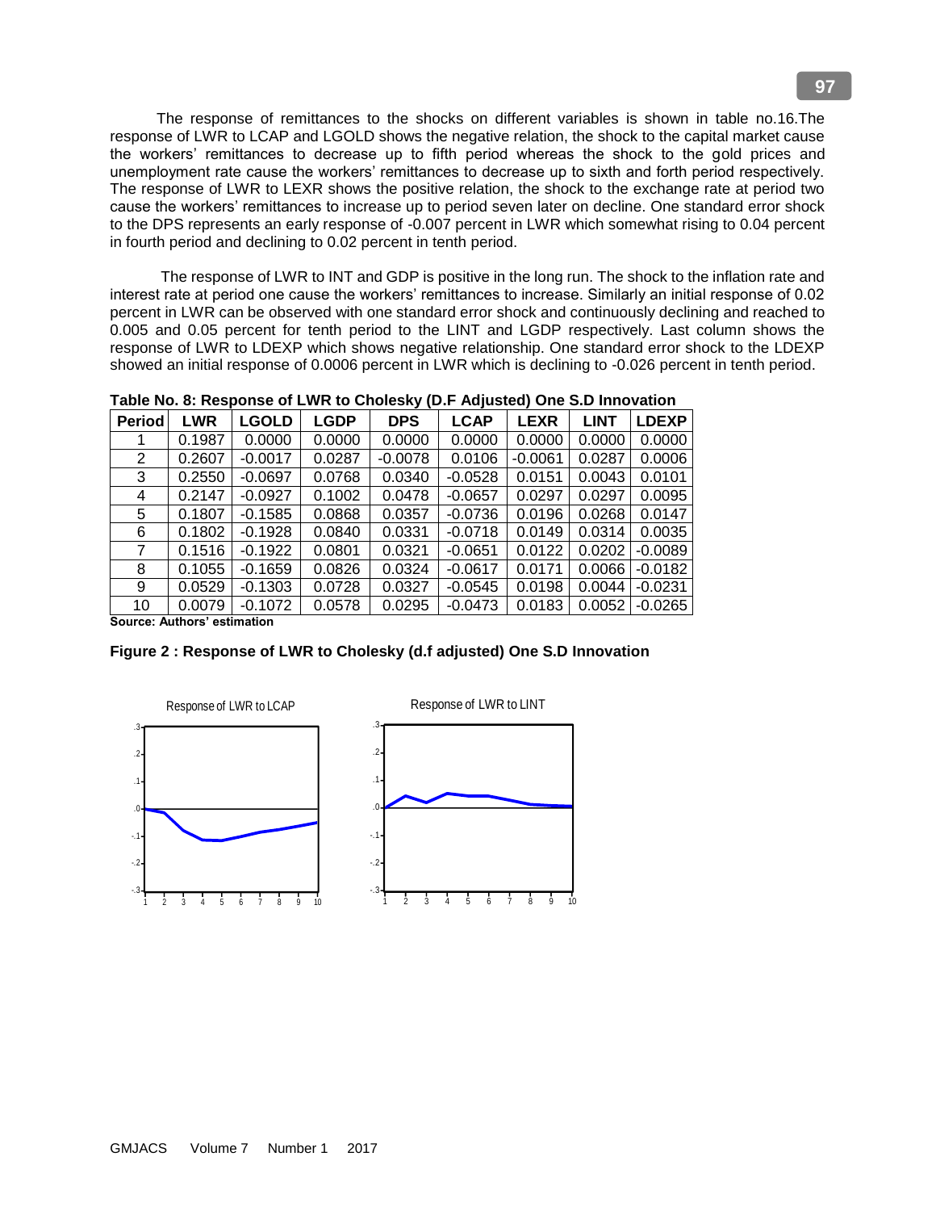The response of remittances to the shocks on different variables is shown in table no.16.The response of LWR to LCAP and LGOLD shows the negative relation, the shock to the capital market cause the workers' remittances to decrease up to fifth period whereas the shock to the gold prices and unemployment rate cause the workers' remittances to decrease up to sixth and forth period respectively. The response of LWR to LEXR shows the positive relation, the shock to the exchange rate at period two cause the workers' remittances to increase up to period seven later on decline. One standard error shock to the DPS represents an early response of -0.007 percent in LWR which somewhat rising to 0.04 percent in fourth period and declining to 0.02 percent in tenth period.

The response of LWR to INT and GDP is positive in the long run. The shock to the inflation rate and interest rate at period one cause the workers' remittances to increase. Similarly an initial response of 0.02 percent in LWR can be observed with one standard error shock and continuously declining and reached to 0.005 and 0.05 percent for tenth period to the LINT and LGDP respectively. Last column shows the response of LWR to LDEXP which shows negative relationship. One standard error shock to the LDEXP showed an initial response of 0.0006 percent in LWR which is declining to -0.026 percent in tenth period.

**Table No. 8: Response of LWR to Cholesky (D.F Adjusted) One S.D Innovation**

| Period | LWR | LGOLD | LGDP | DPS | LCAP | LEXR | LINT | LDEXP |
|---|---|---|---|---|---|---|---|---|
| 1 | 0.1987 | 0.0000 | 0.0000 | 0.0000 | 0.0000 | 0.0000 | 0.0000 | 0.0000 |
| 2 | 0.2607 | -0.0017 | 0.0287 | -0.0078 | 0.0106 | -0.0061 | 0.0287 | 0.0006 |
| 3 | 0.2550 | -0.0697 | 0.0768 | 0.0340 | -0.0528 | 0.0151 | 0.0043 | 0.0101 |
| 4 | 0.2147 | -0.0927 | 0.1002 | 0.0478 | -0.0657 | 0.0297 | 0.0297 | 0.0095 |
| 5 | 0.1807 | -0.1585 | 0.0868 | 0.0357 | -0.0736 | 0.0196 | 0.0268 | 0.0147 |
| 6 | 0.1802 | -0.1928 | 0.0840 | 0.0331 | -0.0718 | 0.0149 | 0.0314 | 0.0035 |
| 7 | 0.1516 | -0.1922 | 0.0801 | 0.0321 | -0.0651 | 0.0122 | 0.0202 | -0.0089 |
| 8 | 0.1055 | -0.1659 | 0.0826 | 0.0324 | -0.0617 | 0.0171 | 0.0066 | -0.0182 |
| 9 | 0.0529 | -0.1303 | 0.0728 | 0.0327 | -0.0545 | 0.0198 | 0.0044 | -0.0231 |
| 10 | 0.0079 | -0.1072 | 0.0578 | 0.0295 | -0.0473 | 0.0183 | 0.0052 | -0.0265 |

**Source: Authors' estimation**

**Figure 2 : Response of LWR to Cholesky (d.f adjusted) One S.D Innovation**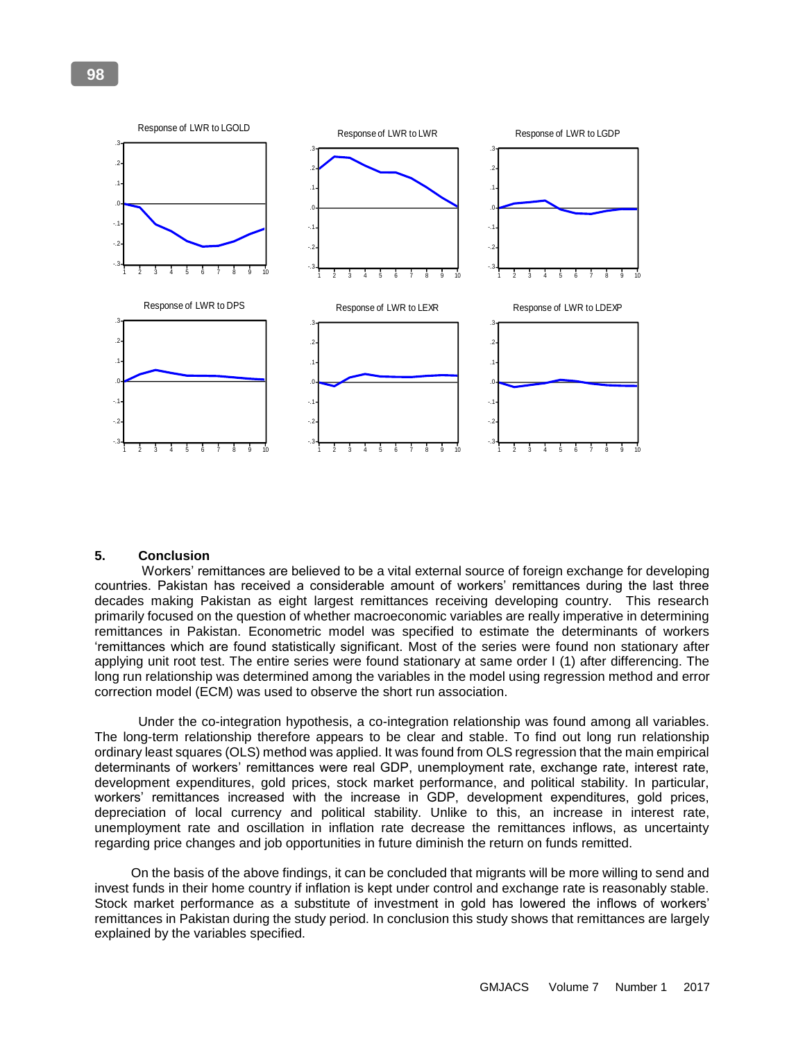## 5. Conclusion

Workers' remittances are believed to be a vital external source of foreign exchange for developing countries. Pakistan has received a considerable amount of workers' remittances during the last three decades making Pakistan as eight largest remittances receiving developing country. This research primarily focused on the question of whether macroeconomic variables are really imperative in determining remittances in Pakistan. Econometric model was specified to estimate the determinants of workers 'remittances which are found statistically significant. Most of the series were found non stationary after applying unit root test. The entire series were found stationary at same order I (1) after differencing. The long run relationship was determined among the variables in the model using regression method and error correction model (ECM) was used to observe the short run association.

Under the co-integration hypothesis, a co-integration relationship was found among all variables. The long-term relationship therefore appears to be clear and stable. To find out long run relationship ordinary least squares (OLS) method was applied. It was found from OLS regression that the main empirical determinants of workers' remittances were real GDP, unemployment rate, exchange rate, interest rate, development expenditures, gold prices, stock market performance, and political stability. In particular, workers' remittances increased with the increase in GDP, development expenditures, gold prices, depreciation of local currency and political stability. Unlike to this, an increase in interest rate, unemployment rate and oscillation in inflation rate decrease the remittances inflows, as uncertainty regarding price changes and job opportunities in future diminish the return on funds remitted.

On the basis of the above findings, it can be concluded that migrants will be more willing to send and invest funds in their home country if inflation is kept under control and exchange rate is reasonably stable. Stock market performance as a substitute of investment in gold has lowered the inflows of workers' remittances in Pakistan during the study period. In conclusion this study shows that remittances are largely explained by the variables specified.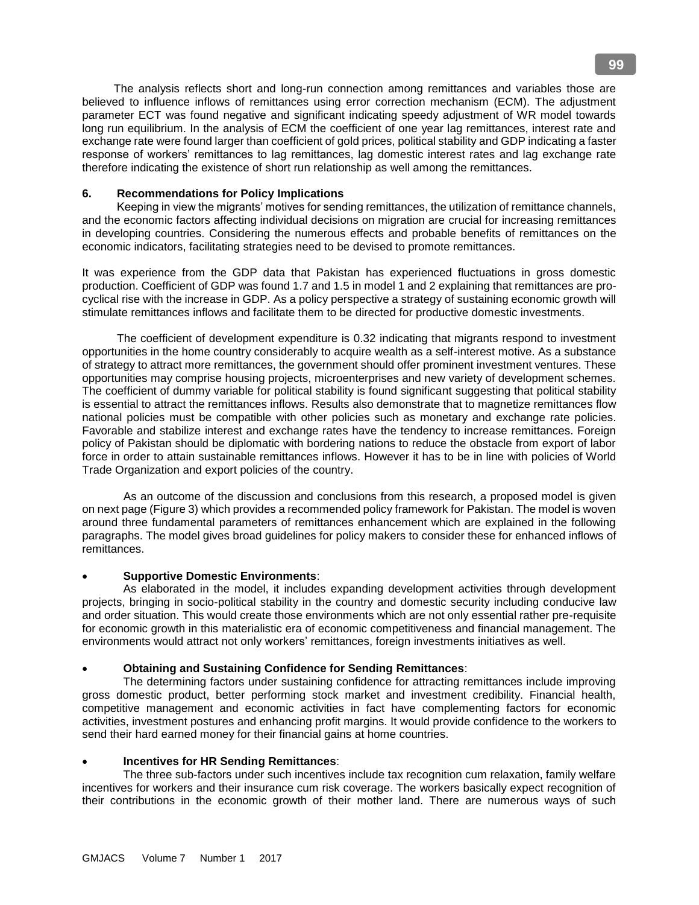The analysis reflects short and long-run connection among remittances and variables those are believed to influence inflows of remittances using error correction mechanism (ECM). The adjustment parameter ECT was found negative and significant indicating speedy adjustment of WR model towards long run equilibrium. In the analysis of ECM the coefficient of one year lag remittances, interest rate and exchange rate were found larger than coefficient of gold prices, political stability and GDP indicating a faster response of workers' remittances to lag remittances, lag domestic interest rates and lag exchange rate therefore indicating the existence of short run relationship as well among the remittances.

## 6. Recommendations for Policy Implications

Keeping in view the migrants' motives for sending remittances, the utilization of remittance channels, and the economic factors affecting individual decisions on migration are crucial for increasing remittances in developing countries. Considering the numerous effects and probable benefits of remittances on the economic indicators, facilitating strategies need to be devised to promote remittances.

It was experience from the GDP data that Pakistan has experienced fluctuations in gross domestic production. Coefficient of GDP was found 1.7 and 1.5 in model 1 and 2 explaining that remittances are pro-cyclical rise with the increase in GDP. As a policy perspective a strategy of sustaining economic growth will stimulate remittances inflows and facilitate them to be directed for productive domestic investments.

The coefficient of development expenditure is 0.32 indicating that migrants respond to investment opportunities in the home country considerably to acquire wealth as a self-interest motive. As a substance of strategy to attract more remittances, the government should offer prominent investment ventures. These opportunities may comprise housing projects, microenterprises and new variety of development schemes. The coefficient of dummy variable for political stability is found significant suggesting that political stability is essential to attract the remittances inflows. Results also demonstrate that to magnetize remittances flow national policies must be compatible with other policies such as monetary and exchange rate policies. Favorable and stabilize interest and exchange rates have the tendency to increase remittances. Foreign policy of Pakistan should be diplomatic with bordering nations to reduce the obstacle from export of labor force in order to attain sustainable remittances inflows. However it has to be in line with policies of World Trade Organization and export policies of the country.

As an outcome of the discussion and conclusions from this research, a proposed model is given on next page (Figure 3) which provides a recommended policy framework for Pakistan. The model is woven around three fundamental parameters of remittances enhancement which are explained in the following paragraphs. The model gives broad guidelines for policy makers to consider these for enhanced inflows of remittances.

- **Supportive Domestic Environments**:

  As elaborated in the model, it includes expanding development activities through development projects, bringing in socio-political stability in the country and domestic security including conducive law and order situation. This would create those environments which are not only essential rather pre-requisite for economic growth in this materialistic era of economic competitiveness and financial management. The environments would attract not only workers' remittances, foreign investments initiatives as well.

- **Obtaining and Sustaining Confidence for Sending Remittances**:

  The determining factors under sustaining confidence for attracting remittances include improving gross domestic product, better performing stock market and investment credibility. Financial health, competitive management and economic activities in fact have complementing factors for economic activities, investment postures and enhancing profit margins. It would provide confidence to the workers to send their hard earned money for their financial gains at home countries.

- **Incentives for HR Sending Remittances**:

  The three sub-factors under such incentives include tax recognition cum relaxation, family welfare incentives for workers and their insurance cum risk coverage. The workers basically expect recognition of their contributions in the economic growth of their mother land. There are numerous ways of such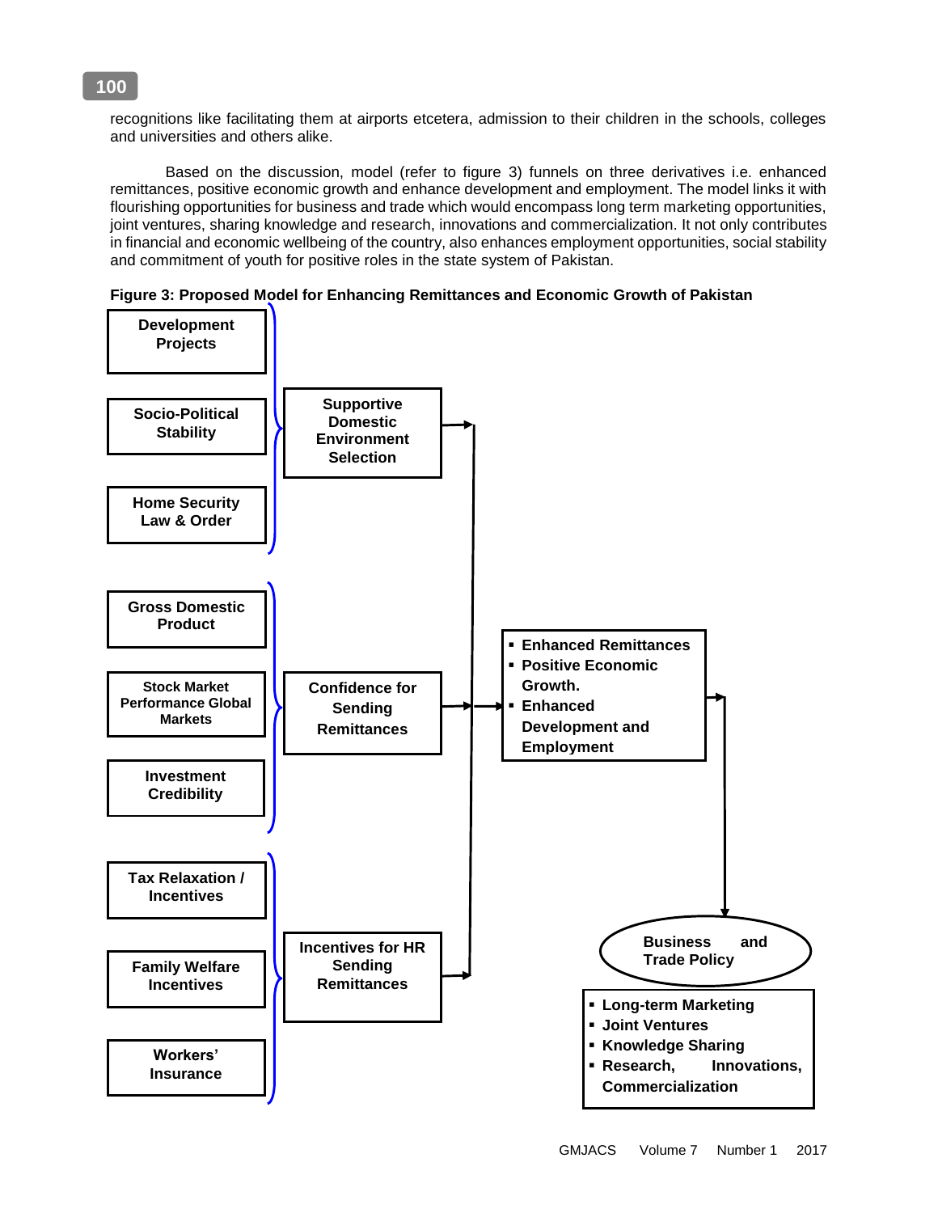recognitions like facilitating them at airports etcetera, admission to their children in the schools, colleges and universities and others alike.

Based on the discussion, model (refer to figure 3) funnels on three derivatives i.e. enhanced remittances, positive economic growth and enhance development and employment. The model links it with flourishing opportunities for business and trade which would encompass long term marketing opportunities, joint ventures, sharing knowledge and research, innovations and commercialization. It not only contributes in financial and economic wellbeing of the country, also enhances employment opportunities, social stability and commitment of youth for positive roles in the state system of Pakistan.

**Figure 3: Proposed Model for Enhancing Remittances and Economic Growth of Pakistan**

Development Projects

Socio-Political Stability

Home Security Law & Order

→ Supportive Domestic Environment Selection

Gross Domestic Product

Stock Market Performance Global Markets

Investment Credibility

→ Confidence for Sending Remittances

Tax Relaxation / Incentives

Family Welfare Incentives

Workers' Insurance

→ Incentives for HR Sending Remittances

→

- Enhanced Remittances
- Positive Economic Growth.
- Enhanced Development and Employment

→ Business and Trade Policy

- Long-term Marketing
- Joint Ventures
- Knowledge Sharing
- Research, Innovations, Commercialization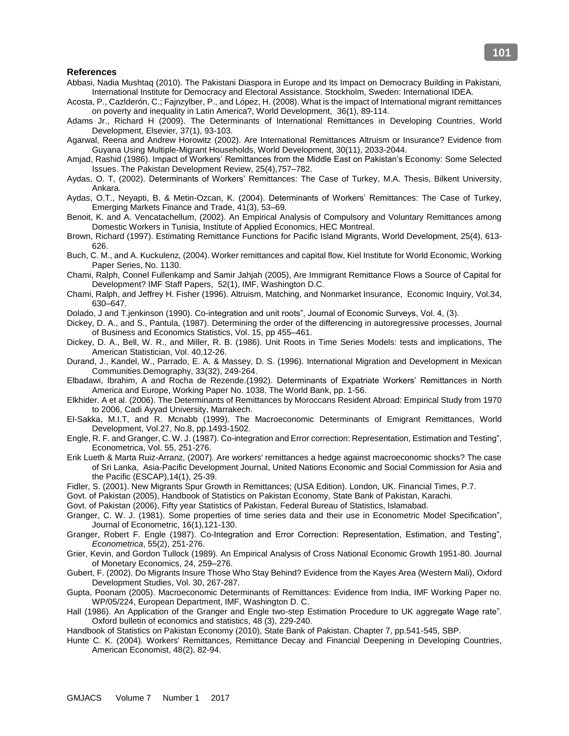## References

Abbasi, Nadia Mushtaq (2010). The Pakistani Diaspora in Europe and Its Impact on Democracy Building in Pakistani, International Institute for Democracy and Electoral Assistance. Stockholm, Sweden: International IDEA.

Acosta, P., Cazlderón, C.; Fajnzylber, P., and López, H. (2008). What is the impact of International migrant remittances on poverty and inequality in Latin America?, World Development, 36(1), 89-114.

Adams Jr., Richard H (2009). The Determinants of International Remittances in Developing Countries, World Development, Elsevier, 37(1), 93-103.

Agarwal, Reena and Andrew Horowitz (2002). Are International Remittances Altruism or Insurance? Evidence from Guyana Using Multiple-Migrant Households, World Development, 30(11), 2033-2044.

Amjad, Rashid (1986). Impact of Workers' Remittances from the Middle East on Pakistan's Economy: Some Selected Issues. The Pakistan Development Review, 25(4),757–782.

Aydas, O. T, (2002). Determinants of Workers' Remittances: The Case of Turkey, M.A. Thesis, Bilkent University, Ankara.

Aydas, O.T., Neyapti, B. & Metin-Ozcan, K. (2004). Determinants of Workers' Remittances: The Case of Turkey, Emerging Markets Finance and Trade, 41(3), 53–69.

Benoit, K. and A. Vencatachellum, (2002). An Empirical Analysis of Compulsory and Voluntary Remittances among Domestic Workers in Tunisia, Institute of Applied Economics, HEC Montreal.

Brown, Richard (1997). Estimating Remittance Functions for Pacific Island Migrants, World Development, 25(4), 613-626.

Buch, C. M., and A. Kuckulenz, (2004). Worker remittances and capital flow, Kiel Institute for World Economic, Working Paper Series, No. 1130.

Chami, Ralph, Connel Fullenkamp and Samir Jahjah (2005), Are Immigrant Remittance Flows a Source of Capital for Development? IMF Staff Papers, 52(1), IMF, Washington D.C.

Chami, Ralph, and Jeffrey H. Fisher (1996). Altruism, Matching, and Nonmarket Insurance, Economic Inquiry, Vol.34, 630–647.

Dolado, J and T.jenkinson (1990). Co-integration and unit roots", Journal of Economic Surveys, Vol. 4, (3).

Dickey, D. A., and S., Pantula, (1987). Determining the order of the differencing in autoregressive processes, Journal of Business and Economics Statistics, Vol. 15, pp 455–461.

Dickey, D. A., Bell, W. R., and Miller, R. B. (1986). Unit Roots in Time Series Models: tests and implications, The American Statistician, Vol. 40,12-26.

Durand, J., Kandel, W., Parrado, E. A. & Massey, D. S. (1996). International Migration and Development in Mexican Communities.Demography, 33(32), 249-264.

Elbadawi, Ibrahim, A and Rocha de Rezende.(1992). Determinants of Expatriate Workers' Remittances in North America and Europe, Working Paper No. 1038, The World Bank, pp. 1-56.

Elkhider. A et al. (2006). The Determinants of Remittances by Moroccans Resident Abroad: Empirical Study from 1970 to 2006, Cadi Ayyad University, Marrakech.

El-Sakka, M.I.T, and R. Mcnabb (1999). The Macroeconomic Determinants of Emigrant Remittances, World Development, Vol.27, No.8, pp.1493-1502.

Engle, R. F. and Granger, C. W. J. (1987). Co-integration and Error correction: Representation, Estimation and Testing", Econometrica, Vol. 55, 251-276.

Erik Lueth & Marta Ruiz-Arranz, (2007). Are workers' remittances a hedge against macroeconomic shocks? The case of Sri Lanka, Asia-Pacific Development Journal, United Nations Economic and Social Commission for Asia and the Pacific (ESCAP),14(1), 25-39.

Fidler, S. (2001). New Migrants Spur Growth in Remittances; (USA Edition). London, UK. Financial Times, P.7.

Govt. of Pakistan (2005), Handbook of Statistics on Pakistan Economy, State Bank of Pakistan, Karachi.

Govt. of Pakistan (2006), Fifty year Statistics of Pakistan, Federal Bureau of Statistics, Islamabad.

Granger, C. W. J. (1981). Some properties of time series data and their use in Econometric Model Specification", Journal of Econometric, 16(1),121-130.

Granger, Robert F. Engle (1987). Co-Integration and Error Correction: Representation, Estimation, and Testing", *Econometrica*, 55(2), 251-276.

Grier, Kevin, and Gordon Tullock (1989). An Empirical Analysis of Cross National Economic Growth 1951-80. Journal of Monetary Economics, 24, 259–276.

Gubert, F. (2002). Do Migrants Insure Those Who Stay Behind? Evidence from the Kayes Area (Western Mali), Oxford Development Studies, Vol. 30, 267-287.

Gupta, Poonam (2005). Macroeconomic Determinants of Remittances: Evidence from India, IMF Working Paper no. WP/05/224, European Department, IMF, Washington D. C.

Hall (1986). An Application of the Granger and Engle two-step Estimation Procedure to UK aggregate Wage rate". Oxford bulletin of economics and statistics, 48 (3), 229-240.

Handbook of Statistics on Pakistan Economy (2010), State Bank of Pakistan. Chapter 7, pp.541-545, SBP.

Hunte C. K. (2004). Workers' Remittances, Remittance Decay and Financial Deepening in Developing Countries, American Economist, 48(2), 82-94.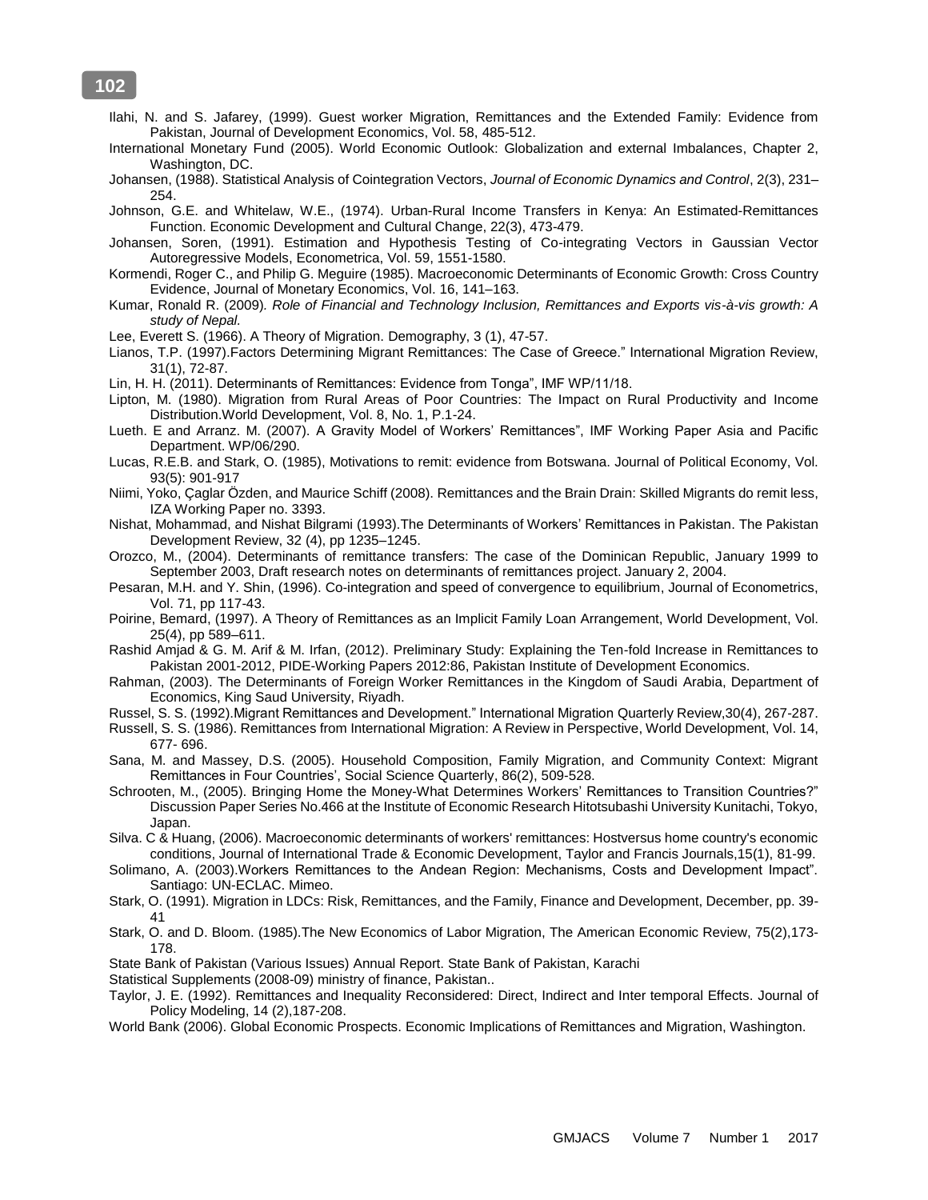Ilahi, N. and S. Jafarey, (1999). Guest worker Migration, Remittances and the Extended Family: Evidence from Pakistan, Journal of Development Economics, Vol. 58, 485-512.

International Monetary Fund (2005). World Economic Outlook: Globalization and external Imbalances, Chapter 2, Washington, DC.

Johansen, (1988). Statistical Analysis of Cointegration Vectors, *Journal of Economic Dynamics and Control*, 2(3), 231–254.

Johnson, G.E. and Whitelaw, W.E., (1974). Urban-Rural Income Transfers in Kenya: An Estimated-Remittances Function. Economic Development and Cultural Change, 22(3), 473-479.

Johansen, Soren, (1991). Estimation and Hypothesis Testing of Co-integrating Vectors in Gaussian Vector Autoregressive Models, Econometrica, Vol. 59, 1551-1580.

Kormendi, Roger C., and Philip G. Meguire (1985). Macroeconomic Determinants of Economic Growth: Cross Country Evidence, Journal of Monetary Economics, Vol. 16, 141–163.

Kumar, Ronald R. (2009). *Role of Financial and Technology Inclusion, Remittances and Exports vis-à-vis growth: A study of Nepal.*

Lee, Everett S. (1966). A Theory of Migration. Demography, 3 (1), 47-57.

Lianos, T.P. (1997).Factors Determining Migrant Remittances: The Case of Greece." International Migration Review, 31(1), 72-87.

Lin, H. H. (2011). Determinants of Remittances: Evidence from Tonga", IMF WP/11/18.

Lipton, M. (1980). Migration from Rural Areas of Poor Countries: The Impact on Rural Productivity and Income Distribution.World Development, Vol. 8, No. 1, P.1-24.

Lueth. E and Arranz. M. (2007). A Gravity Model of Workers' Remittances", IMF Working Paper Asia and Pacific Department. WP/06/290.

Lucas, R.E.B. and Stark, O. (1985), Motivations to remit: evidence from Botswana. Journal of Political Economy, Vol. 93(5): 901-917

Niimi, Yoko, Çaglar Özden, and Maurice Schiff (2008). Remittances and the Brain Drain: Skilled Migrants do remit less, IZA Working Paper no. 3393.

Nishat, Mohammad, and Nishat Bilgrami (1993).The Determinants of Workers' Remittances in Pakistan. The Pakistan Development Review, 32 (4), pp 1235–1245.

Orozco, M., (2004). Determinants of remittance transfers: The case of the Dominican Republic, January 1999 to September 2003, Draft research notes on determinants of remittances project. January 2, 2004.

Pesaran, M.H. and Y. Shin, (1996). Co-integration and speed of convergence to equilibrium, Journal of Econometrics, Vol. 71, pp 117-43.

Poirine, Bemard, (1997). A Theory of Remittances as an Implicit Family Loan Arrangement, World Development, Vol. 25(4), pp 589–611.

Rashid Amjad & G. M. Arif & M. Irfan, (2012). Preliminary Study: Explaining the Ten-fold Increase in Remittances to Pakistan 2001-2012, PIDE-Working Papers 2012:86, Pakistan Institute of Development Economics.

Rahman, (2003). The Determinants of Foreign Worker Remittances in the Kingdom of Saudi Arabia, Department of Economics, King Saud University, Riyadh.

Russel, S. S. (1992).Migrant Remittances and Development." International Migration Quarterly Review,30(4), 267-287.

Russell, S. S. (1986). Remittances from International Migration: A Review in Perspective, World Development, Vol. 14, 677- 696.

Sana, M. and Massey, D.S. (2005). Household Composition, Family Migration, and Community Context: Migrant Remittances in Four Countries', Social Science Quarterly, 86(2), 509-528.

Schrooten, M., (2005). Bringing Home the Money-What Determines Workers' Remittances to Transition Countries?" Discussion Paper Series No.466 at the Institute of Economic Research Hitotsubashi University Kunitachi, Tokyo, Japan.

Silva. C & Huang, (2006). Macroeconomic determinants of workers' remittances: Hostversus home country's economic conditions, Journal of International Trade & Economic Development, Taylor and Francis Journals,15(1), 81-99.

Solimano, A. (2003).Workers Remittances to the Andean Region: Mechanisms, Costs and Development Impact". Santiago: UN-ECLAC. Mimeo.

Stark, O. (1991). Migration in LDCs: Risk, Remittances, and the Family, Finance and Development, December, pp. 39-41

Stark, O. and D. Bloom. (1985).The New Economics of Labor Migration, The American Economic Review, 75(2),173-178.

State Bank of Pakistan (Various Issues) Annual Report. State Bank of Pakistan, Karachi

Statistical Supplements (2008-09) ministry of finance, Pakistan..

Taylor, J. E. (1992). Remittances and Inequality Reconsidered: Direct, Indirect and Inter temporal Effects. Journal of Policy Modeling, 14 (2),187-208.

World Bank (2006). Global Economic Prospects. Economic Implications of Remittances and Migration, Washington.